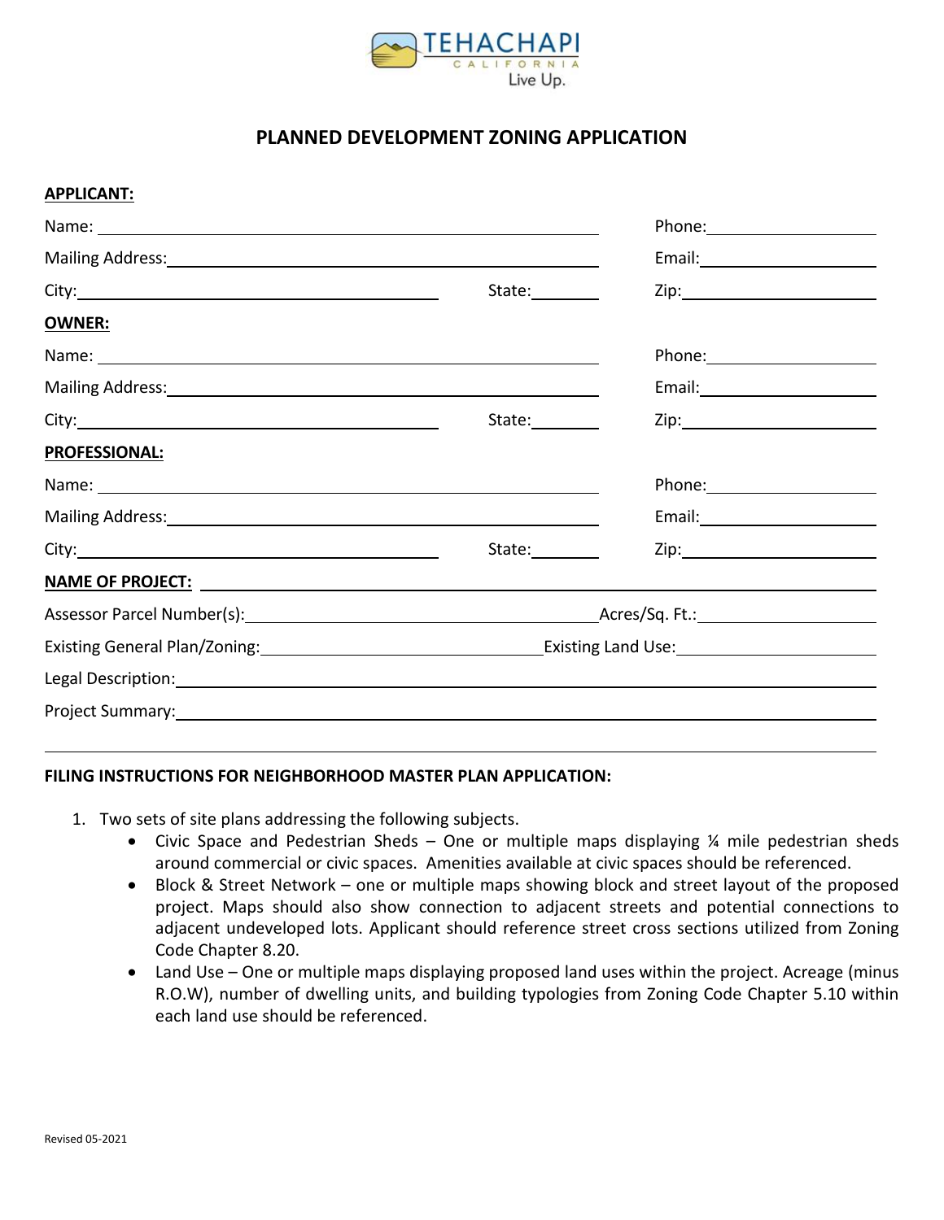TEHACHAPI
CALIFORNIA
Live Up.

# PLANNED DEVELOPMENT ZONING APPLICATION

**APPLICANT:**

Name: ______________________________ Phone: ______________

Mailing Address: ______________________________ Email: ______________

City: ______________________ State: ________ Zip: ______________

**OWNER:**

Name: ______________________________ Phone: ______________

Mailing Address: ______________________________ Email: ______________

City: ______________________ State: ________ Zip: ______________

**PROFESSIONAL:**

Name: ______________________________ Phone: ______________

Mailing Address: ______________________________ Email: ______________

City: ______________________ State: ________ Zip: ______________

**NAME OF PROJECT:** ______________________________________________

Assessor Parcel Number(s): ______________________ Acres/Sq. Ft.: ______________

Existing General Plan/Zoning: ______________________ Existing Land Use: ______________

Legal Description: ______________________________________________

Project Summary: ______________________________________________

______________________________________________________________

**FILING INSTRUCTIONS FOR NEIGHBORHOOD MASTER PLAN APPLICATION:**

1. Two sets of site plans addressing the following subjects.
   - Civic Space and Pedestrian Sheds – One or multiple maps displaying ¼ mile pedestrian sheds around commercial or civic spaces. Amenities available at civic spaces should be referenced.
   - Block & Street Network – one or multiple maps showing block and street layout of the proposed project. Maps should also show connection to adjacent streets and potential connections to adjacent undeveloped lots. Applicant should reference street cross sections utilized from Zoning Code Chapter 8.20.
   - Land Use – One or multiple maps displaying proposed land uses within the project. Acreage (minus R.O.W), number of dwelling units, and building typologies from Zoning Code Chapter 5.10 within each land use should be referenced.

Revised 05-2021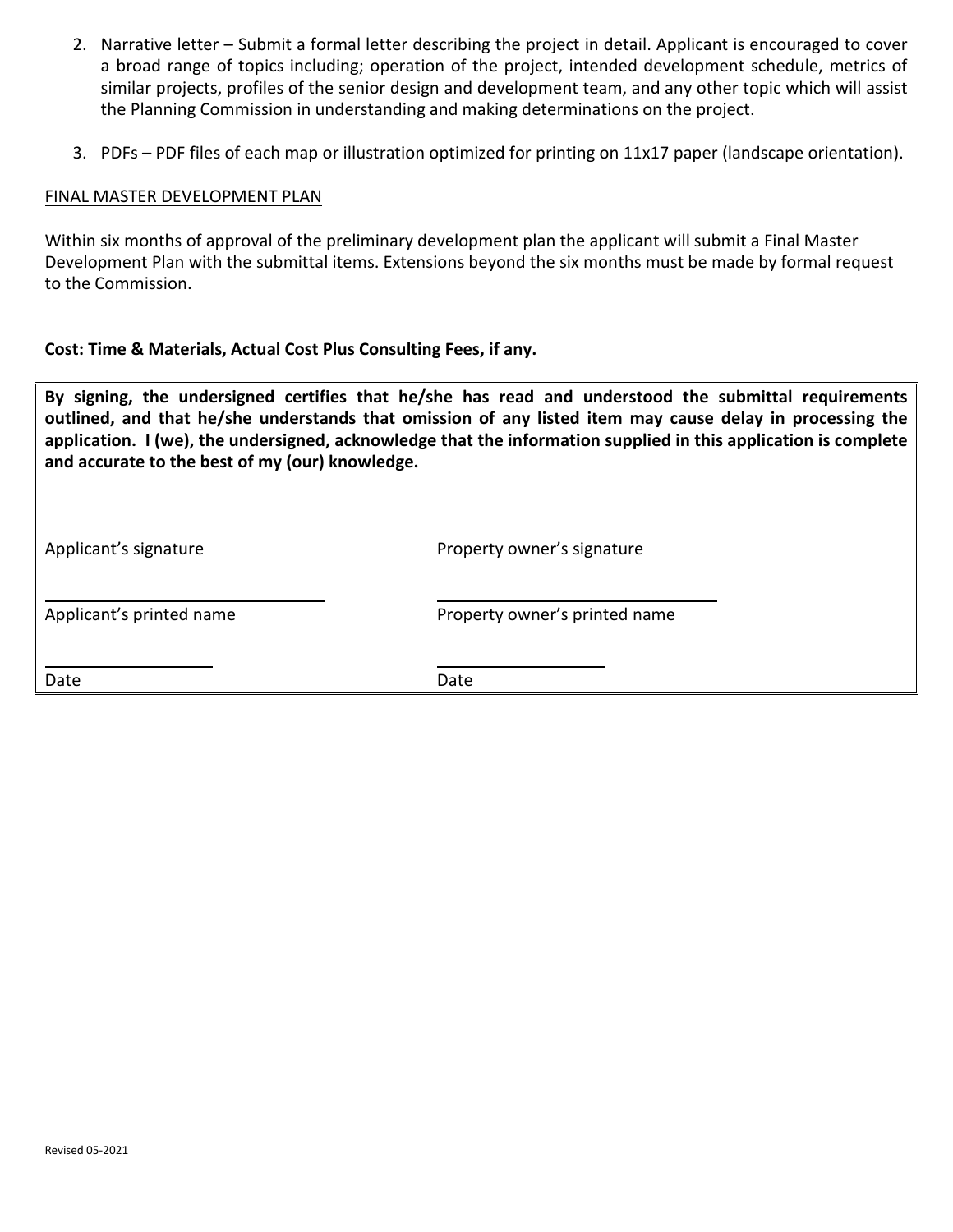2. Narrative letter – Submit a formal letter describing the project in detail. Applicant is encouraged to cover a broad range of topics including; operation of the project, intended development schedule, metrics of similar projects, profiles of the senior design and development team, and any other topic which will assist the Planning Commission in understanding and making determinations on the project.

3. PDFs – PDF files of each map or illustration optimized for printing on 11x17 paper (landscape orientation).

<u>FINAL MASTER DEVELOPMENT PLAN</u>

Within six months of approval of the preliminary development plan the applicant will submit a Final Master Development Plan with the submittal items. Extensions beyond the six months must be made by formal request to the Commission.

**Cost: Time & Materials, Actual Cost Plus Consulting Fees, if any.**

**By signing, the undersigned certifies that he/she has read and understood the submittal requirements outlined, and that he/she understands that omission of any listed item may cause delay in processing the application. I (we), the undersigned, acknowledge that the information supplied in this application is complete and accurate to the best of my (our) knowledge.**

| | |
|---|---|
| Applicant's signature | Property owner's signature |
| Applicant's printed name | Property owner's printed name |
| Date | Date |

Revised 05-2021